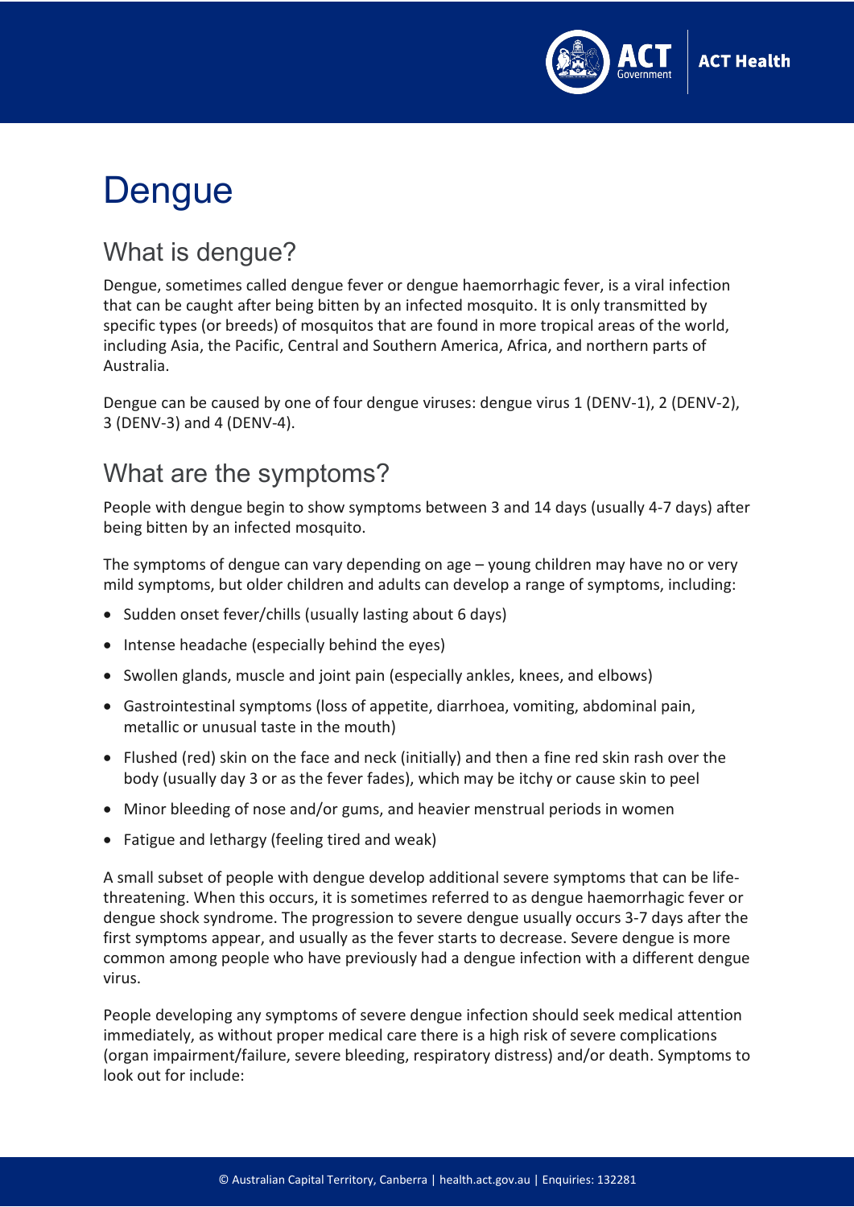# Dengue

## What is dengue?

Dengue, sometimes called dengue fever or dengue haemorrhagic fever, is a viral infection that can be caught after being bitten by an infected mosquito. It is only transmitted by specific types (or breeds) of mosquitos that are found in more tropical areas of the world, including Asia, the Pacific, Central and Southern America, Africa, and northern parts of Australia.

Dengue can be caused by one of four dengue viruses: dengue virus 1 (DENV-1), 2 (DENV-2), 3 (DENV-3) and 4 (DENV-4).

## What are the symptoms?

People with dengue begin to show symptoms between 3 and 14 days (usually 4-7 days) after being bitten by an infected mosquito.

The symptoms of dengue can vary depending on age – young children may have no or very mild symptoms, but older children and adults can develop a range of symptoms, including:

- Sudden onset fever/chills (usually lasting about 6 days)
- Intense headache (especially behind the eyes)
- Swollen glands, muscle and joint pain (especially ankles, knees, and elbows)
- Gastrointestinal symptoms (loss of appetite, diarrhoea, vomiting, abdominal pain, metallic or unusual taste in the mouth)
- Flushed (red) skin on the face and neck (initially) and then a fine red skin rash over the body (usually day 3 or as the fever fades), which may be itchy or cause skin to peel
- Minor bleeding of nose and/or gums, and heavier menstrual periods in women
- Fatigue and lethargy (feeling tired and weak)

A small subset of people with dengue develop additional severe symptoms that can be life-threatening. When this occurs, it is sometimes referred to as dengue haemorrhagic fever or dengue shock syndrome. The progression to severe dengue usually occurs 3-7 days after the first symptoms appear, and usually as the fever starts to decrease. Severe dengue is more common among people who have previously had a dengue infection with a different dengue virus.

People developing any symptoms of severe dengue infection should seek medical attention immediately, as without proper medical care there is a high risk of severe complications (organ impairment/failure, severe bleeding, respiratory distress) and/or death. Symptoms to look out for include: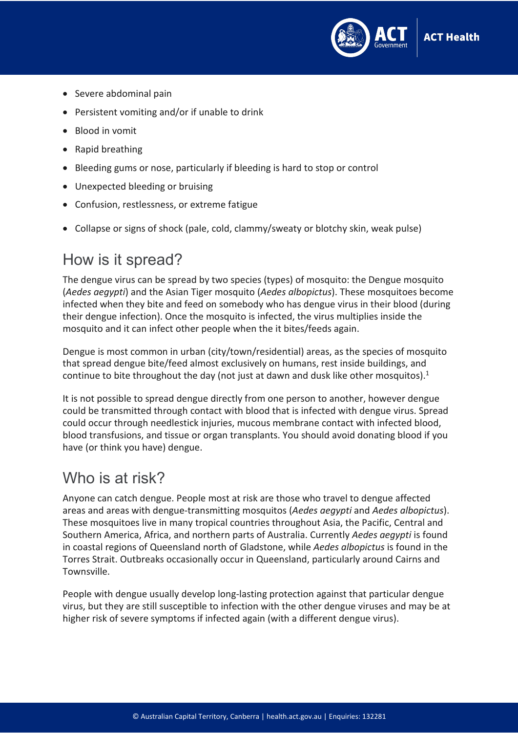- Severe abdominal pain
- Persistent vomiting and/or if unable to drink
- Blood in vomit
- Rapid breathing
- Bleeding gums or nose, particularly if bleeding is hard to stop or control
- Unexpected bleeding or bruising
- Confusion, restlessness, or extreme fatigue
- Collapse or signs of shock (pale, cold, clammy/sweaty or blotchy skin, weak pulse)

## How is it spread?

The dengue virus can be spread by two species (types) of mosquito: the Dengue mosquito (*Aedes aegypti*) and the Asian Tiger mosquito (*Aedes albopictus*). These mosquitoes become infected when they bite and feed on somebody who has dengue virus in their blood (during their dengue infection). Once the mosquito is infected, the virus multiplies inside the mosquito and it can infect other people when the it bites/feeds again.

Dengue is most common in urban (city/town/residential) areas, as the species of mosquito that spread dengue bite/feed almost exclusively on humans, rest inside buildings, and continue to bite throughout the day (not just at dawn and dusk like other mosquitos).[1]

It is not possible to spread dengue directly from one person to another, however dengue could be transmitted through contact with blood that is infected with dengue virus. Spread could occur through needlestick injuries, mucous membrane contact with infected blood, blood transfusions, and tissue or organ transplants. You should avoid donating blood if you have (or think you have) dengue.

## Who is at risk?

Anyone can catch dengue. People most at risk are those who travel to dengue affected areas and areas with dengue-transmitting mosquitos (*Aedes aegypti* and *Aedes albopictus*). These mosquitoes live in many tropical countries throughout Asia, the Pacific, Central and Southern America, Africa, and northern parts of Australia. Currently *Aedes aegypti* is found in coastal regions of Queensland north of Gladstone, while *Aedes albopictus* is found in the Torres Strait. Outbreaks occasionally occur in Queensland, particularly around Cairns and Townsville.

People with dengue usually develop long-lasting protection against that particular dengue virus, but they are still susceptible to infection with the other dengue viruses and may be at higher risk of severe symptoms if infected again (with a different dengue virus).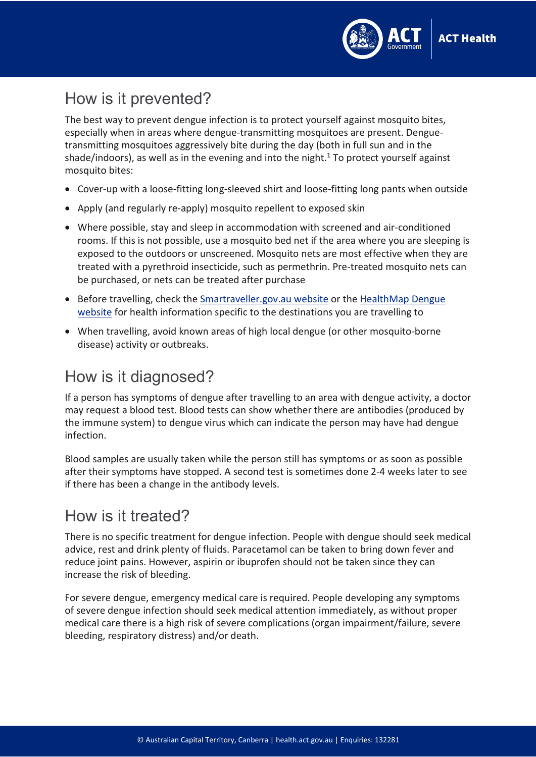## How is it prevented?

The best way to prevent dengue infection is to protect yourself against mosquito bites, especially when in areas where dengue-transmitting mosquitoes are present. Dengue-transmitting mosquitoes aggressively bite during the day (both in full sun and in the shade/indoors), as well as in the evening and into the night.[1] To protect yourself against mosquito bites:

- Cover-up with a loose-fitting long-sleeved shirt and loose-fitting long pants when outside
- Apply (and regularly re-apply) mosquito repellent to exposed skin
- Where possible, stay and sleep in accommodation with screened and air-conditioned rooms. If this is not possible, use a mosquito bed net if the area where you are sleeping is exposed to the outdoors or unscreened. Mosquito nets are most effective when they are treated with a pyrethroid insecticide, such as permethrin. Pre-treated mosquito nets can be purchased, or nets can be treated after purchase
- Before travelling, check the Smartraveller.gov.au website or the HealthMap Dengue website for health information specific to the destinations you are travelling to
- When travelling, avoid known areas of high local dengue (or other mosquito-borne disease) activity or outbreaks.

## How is it diagnosed?

If a person has symptoms of dengue after travelling to an area with dengue activity, a doctor may request a blood test. Blood tests can show whether there are antibodies (produced by the immune system) to dengue virus which can indicate the person may have had dengue infection.

Blood samples are usually taken while the person still has symptoms or as soon as possible after their symptoms have stopped. A second test is sometimes done 2-4 weeks later to see if there has been a change in the antibody levels.

## How is it treated?

There is no specific treatment for dengue infection. People with dengue should seek medical advice, rest and drink plenty of fluids. Paracetamol can be taken to bring down fever and reduce joint pains. However, aspirin or ibuprofen should not be taken since they can increase the risk of bleeding.

For severe dengue, emergency medical care is required. People developing any symptoms of severe dengue infection should seek medical attention immediately, as without proper medical care there is a high risk of severe complications (organ impairment/failure, severe bleeding, respiratory distress) and/or death.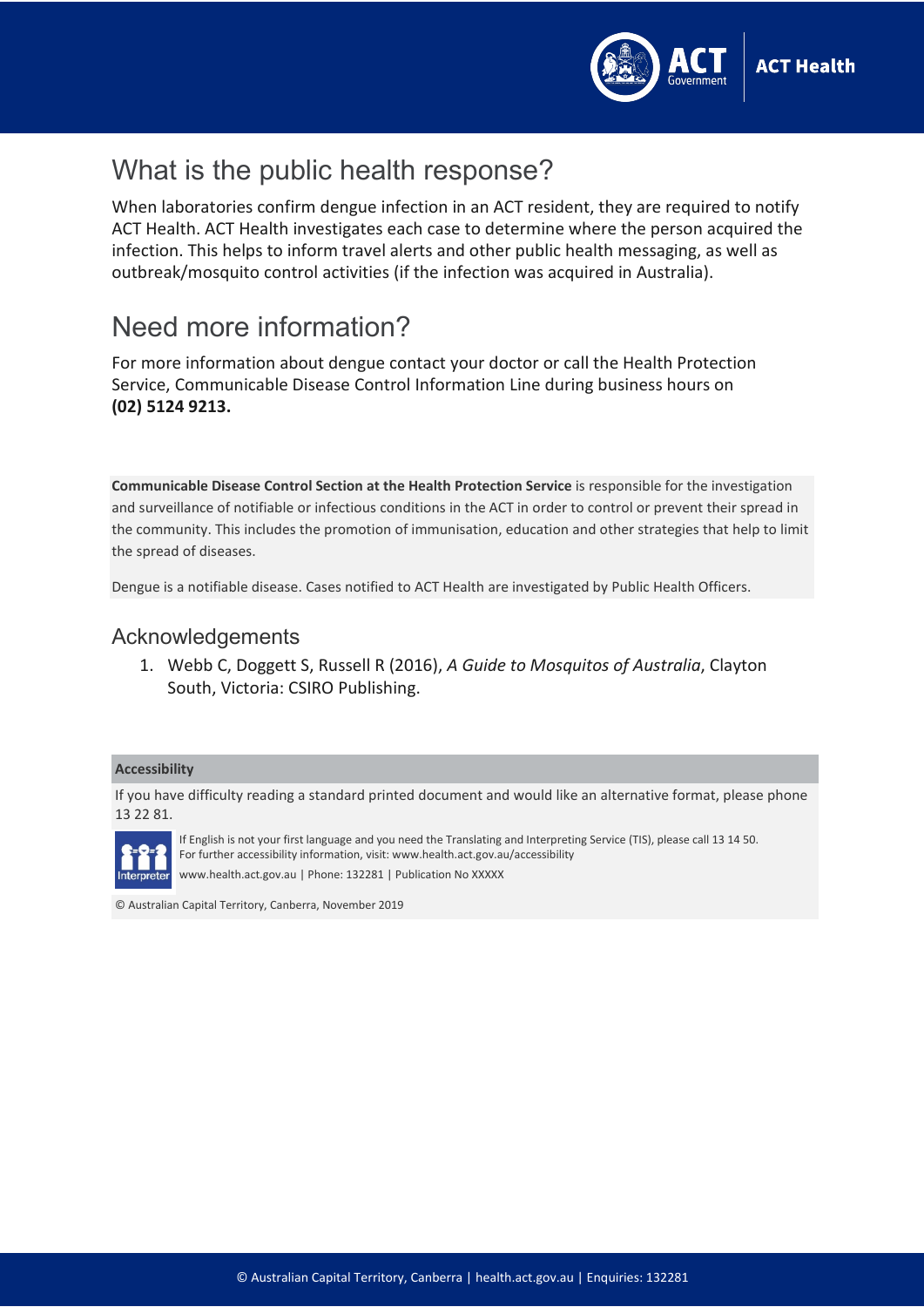## What is the public health response?

When laboratories confirm dengue infection in an ACT resident, they are required to notify ACT Health. ACT Health investigates each case to determine where the person acquired the infection. This helps to inform travel alerts and other public health messaging, as well as outbreak/mosquito control activities (if the infection was acquired in Australia).

## Need more information?

For more information about dengue contact your doctor or call the Health Protection Service, Communicable Disease Control Information Line during business hours on **(02) 5124 9213.**

**Communicable Disease Control Section at the Health Protection Service** is responsible for the investigation and surveillance of notifiable or infectious conditions in the ACT in order to control or prevent their spread in the community. This includes the promotion of immunisation, education and other strategies that help to limit the spread of diseases.

Dengue is a notifiable disease. Cases notified to ACT Health are investigated by Public Health Officers.

### Acknowledgements

1. Webb C, Doggett S, Russell R (2016), *A Guide to Mosquitos of Australia*, Clayton South, Victoria: CSIRO Publishing.

**Accessibility**

If you have difficulty reading a standard printed document and would like an alternative format, please phone 13 22 81.

If English is not your first language and you need the Translating and Interpreting Service (TIS), please call 13 14 50.
For further accessibility information, visit: www.health.act.gov.au/accessibility

www.health.act.gov.au | Phone: 132281 | Publication No XXXXX

© Australian Capital Territory, Canberra, November 2019